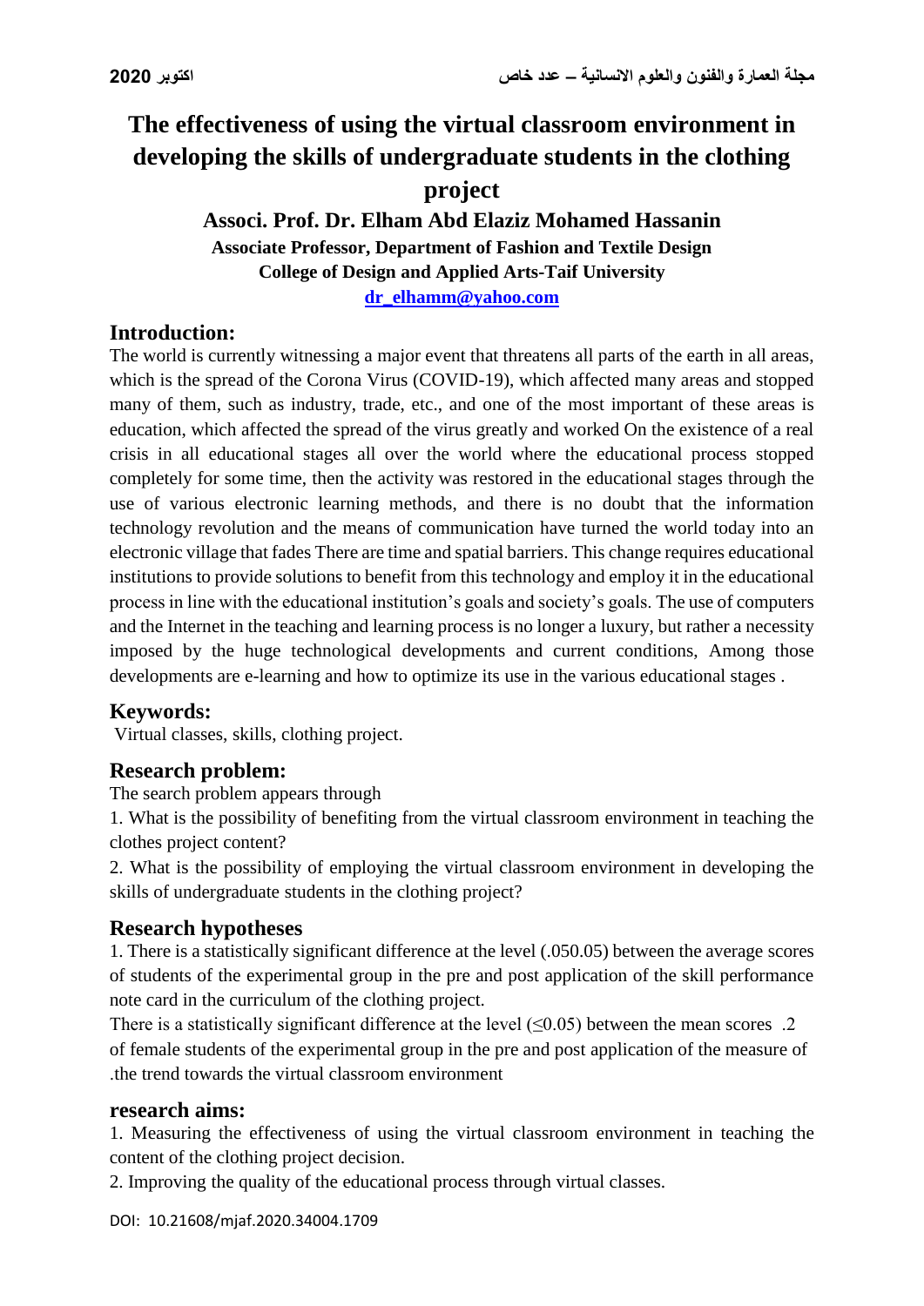# The effectiveness of using the virtual classroom environment in developing the skills of undergraduate students in the clothing project

**Associ. Prof. Dr. Elham Abd Elaziz Mohamed Hassanin**

**Associate Professor, Department of Fashion and Textile Design**

**College of Design and Applied Arts-Taif University**

**dr_elhamm@yahoo.com**

## Introduction:

The world is currently witnessing a major event that threatens all parts of the earth in all areas, which is the spread of the Corona Virus (COVID-19), which affected many areas and stopped many of them, such as industry, trade, etc., and one of the most important of these areas is education, which affected the spread of the virus greatly and worked On the existence of a real crisis in all educational stages all over the world where the educational process stopped completely for some time, then the activity was restored in the educational stages through the use of various electronic learning methods, and there is no doubt that the information technology revolution and the means of communication have turned the world today into an electronic village that fades There are time and spatial barriers. This change requires educational institutions to provide solutions to benefit from this technology and employ it in the educational process in line with the educational institution's goals and society's goals. The use of computers and the Internet in the teaching and learning process is no longer a luxury, but rather a necessity imposed by the huge technological developments and current conditions, Among those developments are e-learning and how to optimize its use in the various educational stages .

## Keywords:

Virtual classes, skills, clothing project.

## Research problem:

The search problem appears through

1. What is the possibility of benefiting from the virtual classroom environment in teaching the clothes project content?
2. What is the possibility of employing the virtual classroom environment in developing the skills of undergraduate students in the clothing project?

## Research hypotheses

1. There is a statistically significant difference at the level (.050.05) between the average scores of students of the experimental group in the pre and post application of the skill performance note card in the curriculum of the clothing project.

2. There is a statistically significant difference at the level ($\leq 0.05$) between the mean scores of female students of the experimental group in the pre and post application of the measure of the trend towards the virtual classroom environment.

## research aims:

1. Measuring the effectiveness of using the virtual classroom environment in teaching the content of the clothing project decision.
2. Improving the quality of the educational process through virtual classes.

DOI: 10.21608/mjaf.2020.34004.1709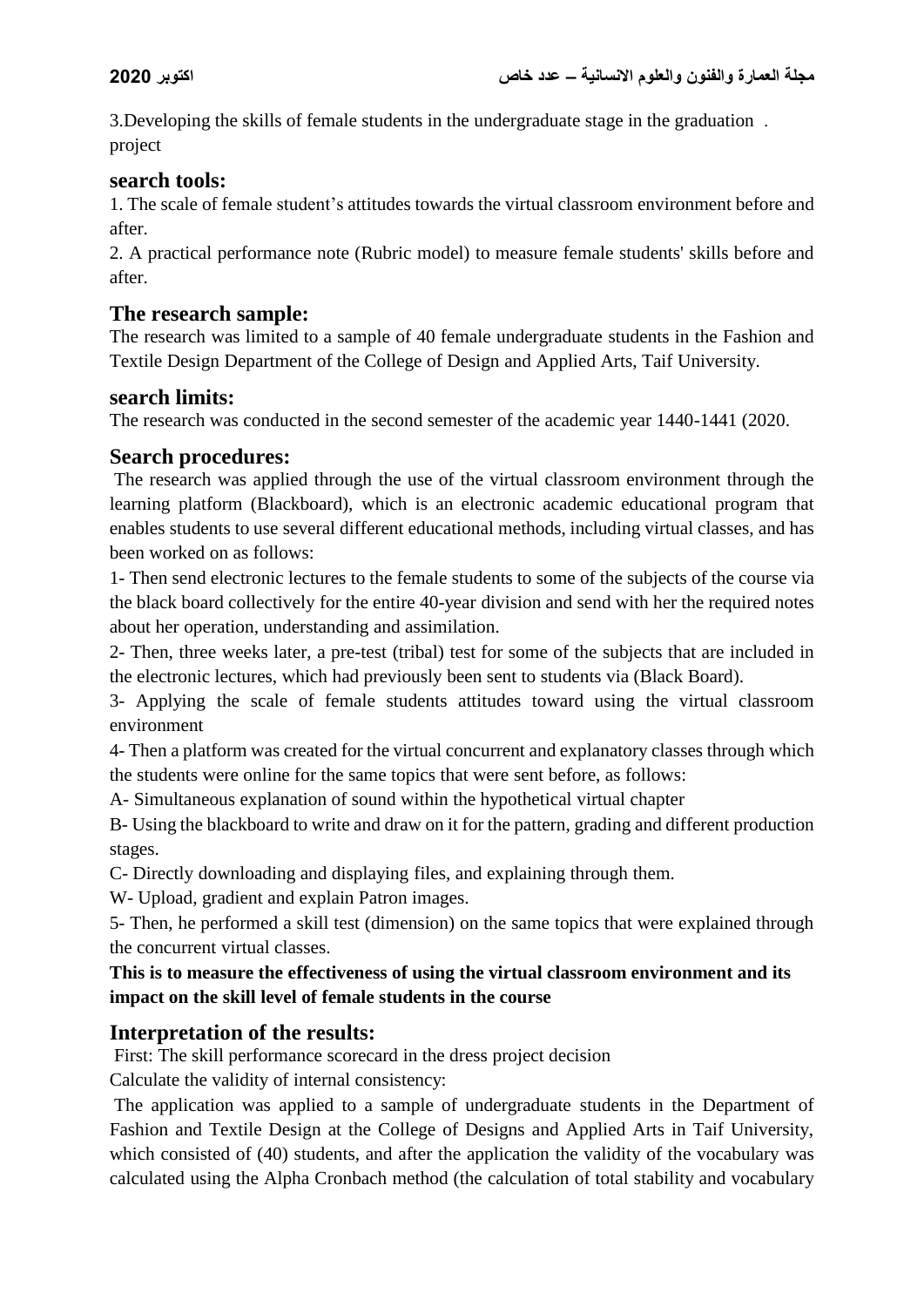3.Developing the skills of female students in the undergraduate stage in the graduation project.

## search tools:

1. The scale of female student's attitudes towards the virtual classroom environment before and after.
2. A practical performance note (Rubric model) to measure female students' skills before and after.

## The research sample:

The research was limited to a sample of 40 female undergraduate students in the Fashion and Textile Design Department of the College of Design and Applied Arts, Taif University.

## search limits:

The research was conducted in the second semester of the academic year 1440-1441 (2020.

## Search procedures:

The research was applied through the use of the virtual classroom environment through the learning platform (Blackboard), which is an electronic academic educational program that enables students to use several different educational methods, including virtual classes, and has been worked on as follows:

1- Then send electronic lectures to the female students to some of the subjects of the course via the black board collectively for the entire 40-year division and send with her the required notes about her operation, understanding and assimilation.

2- Then, three weeks later, a pre-test (tribal) test for some of the subjects that are included in the electronic lectures, which had previously been sent to students via (Black Board).

3- Applying the scale of female students attitudes toward using the virtual classroom environment

4- Then a platform was created for the virtual concurrent and explanatory classes through which the students were online for the same topics that were sent before, as follows:

A- Simultaneous explanation of sound within the hypothetical virtual chapter

B- Using the blackboard to write and draw on it for the pattern, grading and different production stages.

C- Directly downloading and displaying files, and explaining through them.

W- Upload, gradient and explain Patron images.

5- Then, he performed a skill test (dimension) on the same topics that were explained through the concurrent virtual classes.

**This is to measure the effectiveness of using the virtual classroom environment and its impact on the skill level of female students in the course**

## Interpretation of the results:

First: The skill performance scorecard in the dress project decision

Calculate the validity of internal consistency:

The application was applied to a sample of undergraduate students in the Department of Fashion and Textile Design at the College of Designs and Applied Arts in Taif University, which consisted of (40) students, and after the application the validity of the vocabulary was calculated using the Alpha Cronbach method (the calculation of total stability and vocabulary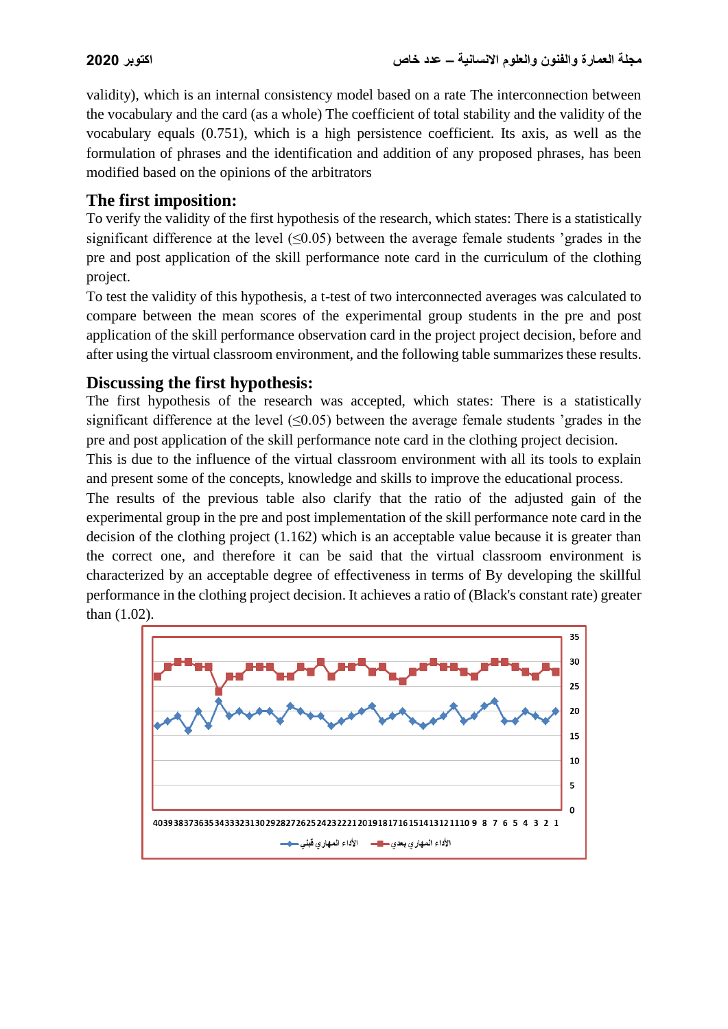validity), which is an internal consistency model based on a rate The interconnection between the vocabulary and the card (as a whole) The coefficient of total stability and the validity of the vocabulary equals (0.751), which is a high persistence coefficient. Its axis, as well as the formulation of phrases and the identification and addition of any proposed phrases, has been modified based on the opinions of the arbitrators

## The first imposition:

To verify the validity of the first hypothesis of the research, which states: There is a statistically significant difference at the level (≤0.05) between the average female students 'grades in the pre and post application of the skill performance note card in the curriculum of the clothing project.

To test the validity of this hypothesis, a t-test of two interconnected averages was calculated to compare between the mean scores of the experimental group students in the pre and post application of the skill performance observation card in the project project decision, before and after using the virtual classroom environment, and the following table summarizes these results.

## Discussing the first hypothesis:

The first hypothesis of the research was accepted, which states: There is a statistically significant difference at the level (≤0.05) between the average female students 'grades in the pre and post application of the skill performance note card in the clothing project decision.

This is due to the influence of the virtual classroom environment with all its tools to explain and present some of the concepts, knowledge and skills to improve the educational process.

The results of the previous table also clarify that the ratio of the adjusted gain of the experimental group in the pre and post implementation of the skill performance note card in the decision of the clothing project (1.162) which is an acceptable value because it is greater than the correct one, and therefore it can be said that the virtual classroom environment is characterized by an acceptable degree of effectiveness in terms of By developing the skillful performance in the clothing project decision. It achieves a ratio of (Black's constant rate) greater than (1.02).

الأداء المهاري قبلي — الأداء المهاري بعدي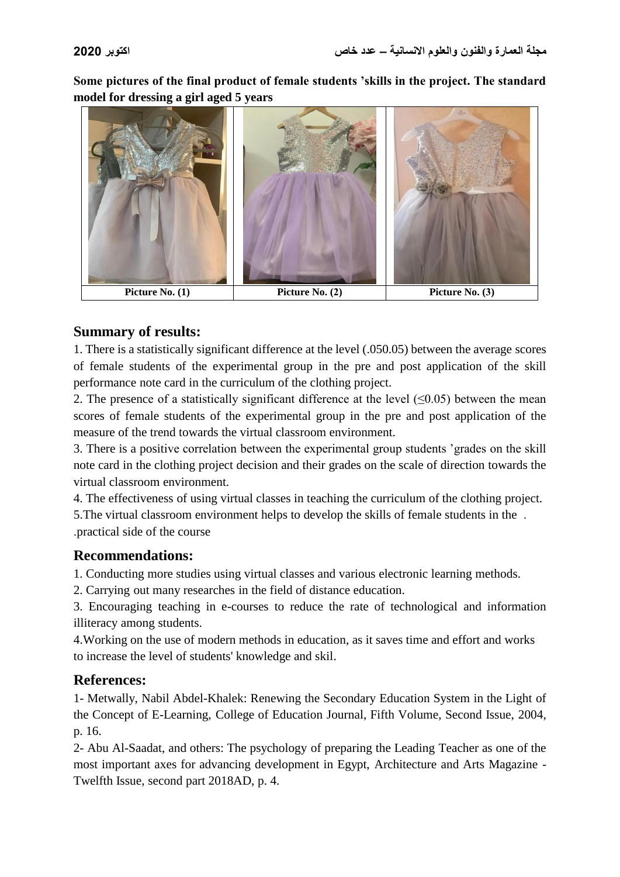**Some pictures of the final product of female students 'skills in the project. The standard model for dressing a girl aged 5 years**

| Picture No. (1) | Picture No. (2) | Picture No. (3) |
| --- | --- | --- |

## Summary of results:

1. There is a statistically significant difference at the level (.050.05) between the average scores of female students of the experimental group in the pre and post application of the skill performance note card in the curriculum of the clothing project.

2. The presence of a statistically significant difference at the level ($\leq 0.05$) between the mean scores of female students of the experimental group in the pre and post application of the measure of the trend towards the virtual classroom environment.

3. There is a positive correlation between the experimental group students 'grades on the skill note card in the clothing project decision and their grades on the scale of direction towards the virtual classroom environment.

4. The effectiveness of using virtual classes in teaching the curriculum of the clothing project.

5.The virtual classroom environment helps to develop the skills of female students in the .
.practical side of the course

## Recommendations:

1. Conducting more studies using virtual classes and various electronic learning methods.

2. Carrying out many researches in the field of distance education.

3. Encouraging teaching in e-courses to reduce the rate of technological and information illiteracy among students.

4.Working on the use of modern methods in education, as it saves time and effort and works to increase the level of students' knowledge and skil.

## References:

1- Metwally, Nabil Abdel-Khalek: Renewing the Secondary Education System in the Light of the Concept of E-Learning, College of Education Journal, Fifth Volume, Second Issue, 2004, p. 16.

2- Abu Al-Saadat, and others: The psychology of preparing the Leading Teacher as one of the most important axes for advancing development in Egypt, Architecture and Arts Magazine - Twelfth Issue, second part 2018AD, p. 4.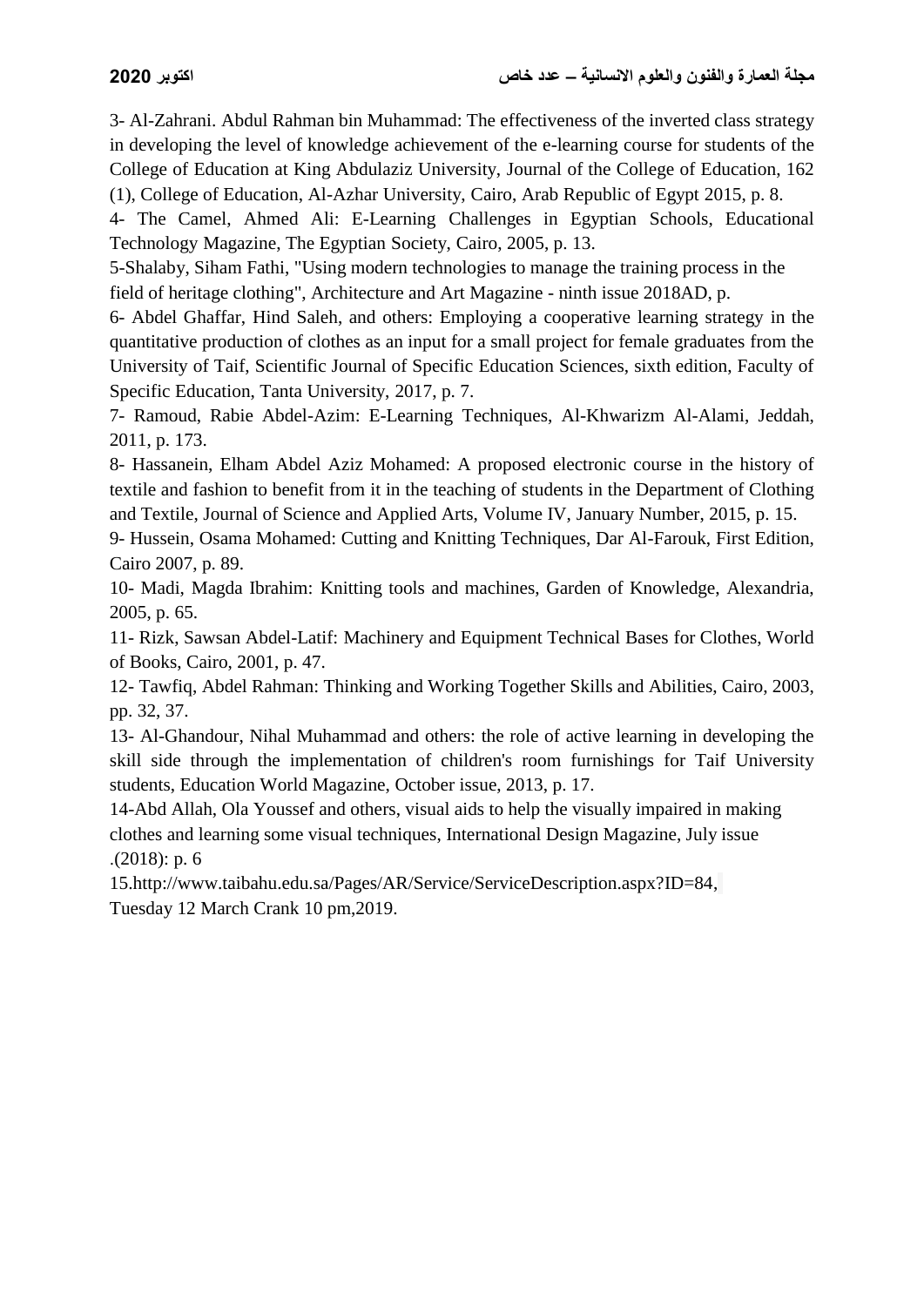3- Al-Zahrani. Abdul Rahman bin Muhammad: The effectiveness of the inverted class strategy in developing the level of knowledge achievement of the e-learning course for students of the College of Education at King Abdulaziz University, Journal of the College of Education, 162 (1), College of Education, Al-Azhar University, Cairo, Arab Republic of Egypt 2015, p. 8.

4- The Camel, Ahmed Ali: E-Learning Challenges in Egyptian Schools, Educational Technology Magazine, The Egyptian Society, Cairo, 2005, p. 13.

5-Shalaby, Siham Fathi, "Using modern technologies to manage the training process in the field of heritage clothing", Architecture and Art Magazine - ninth issue 2018AD, p.

6- Abdel Ghaffar, Hind Saleh, and others: Employing a cooperative learning strategy in the quantitative production of clothes as an input for a small project for female graduates from the University of Taif, Scientific Journal of Specific Education Sciences, sixth edition, Faculty of Specific Education, Tanta University, 2017, p. 7.

7- Ramoud, Rabie Abdel-Azim: E-Learning Techniques, Al-Khwarizm Al-Alami, Jeddah, 2011, p. 173.

8- Hassanein, Elham Abdel Aziz Mohamed: A proposed electronic course in the history of textile and fashion to benefit from it in the teaching of students in the Department of Clothing and Textile, Journal of Science and Applied Arts, Volume IV, January Number, 2015, p. 15.

9- Hussein, Osama Mohamed: Cutting and Knitting Techniques, Dar Al-Farouk, First Edition, Cairo 2007, p. 89.

10- Madi, Magda Ibrahim: Knitting tools and machines, Garden of Knowledge, Alexandria, 2005, p. 65.

11- Rizk, Sawsan Abdel-Latif: Machinery and Equipment Technical Bases for Clothes, World of Books, Cairo, 2001, p. 47.

12- Tawfiq, Abdel Rahman: Thinking and Working Together Skills and Abilities, Cairo, 2003, pp. 32, 37.

13- Al-Ghandour, Nihal Muhammad and others: the role of active learning in developing the skill side through the implementation of children's room furnishings for Taif University students, Education World Magazine, October issue, 2013, p. 17.

14-Abd Allah, Ola Youssef and others, visual aids to help the visually impaired in making clothes and learning some visual techniques, International Design Magazine, July issue .(2018): p. 6

15.http://www.taibahu.edu.sa/Pages/AR/Service/ServiceDescription.aspx?ID=84, Tuesday 12 March Crank 10 pm,2019.